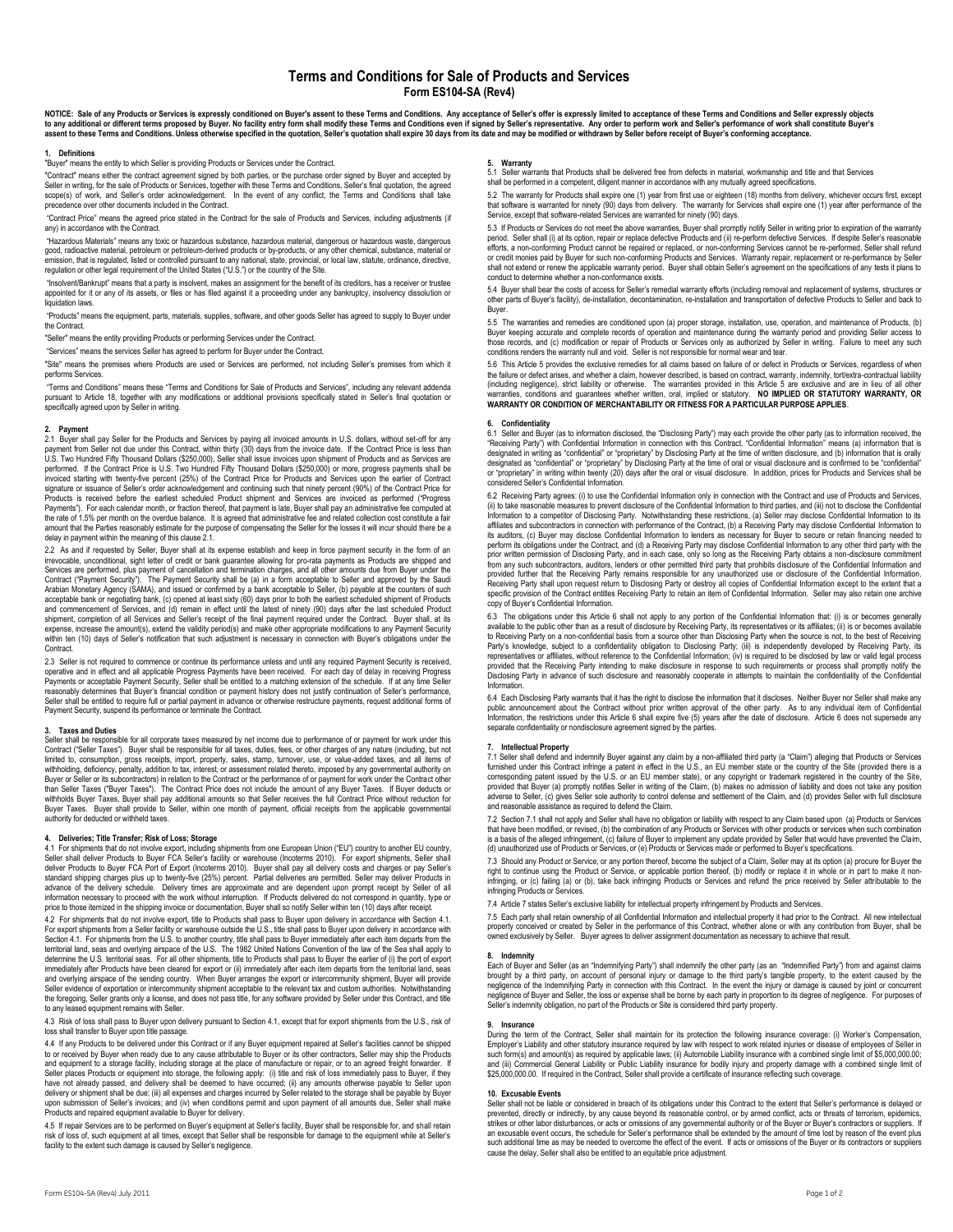# Terms and Conditions for Sale of Products and Services

## Form ES104-SA (Rev4)

**NOTICE: Sale of any Products or Services is expressly conditioned on Buyer's assent to these Terms and Conditions. Any acceptance of Seller's offer is expressly limited to acceptance of these Terms and Conditions and Seller expressly objects to any additional or different terms proposed by Buyer. No facility entry form shall modify these Terms and Conditions even if signed by Seller's representative. Any order to perform work and Seller's performance of work shall constitute Buyer's assent to these Terms and Conditions. Unless otherwise specified in the quotation, Seller's quotation shall expire 30 days from its date and may be modified or withdrawn by Seller before receipt of Buyer's conforming acceptance.**

### 1. Definitions

"Buyer" means the entity to which Seller is providing Products or Services under the Contract.

"Contract" means either the contract agreement signed by both parties, or the purchase order signed by Buyer and accepted by Seller in writing, for the sale of Products or Services, together with these Terms and Conditions, Seller's final quotation, the agreed scope(s) of work, and Seller's order acknowledgement. In the event of any conflict, the Terms and Conditions shall take precedence over other documents included in the Contract.

"Contract Price" means the agreed price stated in the Contract for the sale of Products and Services, including adjustments (if any) in accordance with the Contract.

"Hazardous Materials" means any toxic or hazardous substance, hazardous material, dangerous or hazardous waste, dangerous good, radioactive material, petroleum or petroleum-derived products or by-products, or any other chemical, substance, material or emission, that is regulated, listed or controlled pursuant to any national, state, provincial, or local law, statute, ordinance, directive, regulation or other legal requirement of the United States ("U.S.") or the country of the Site.

"Insolvent/Bankrupt" means that a party is insolvent, makes an assignment for the benefit of its creditors, has a receiver or trustee appointed for it or any of its assets, or files or has filed against it a proceeding under any bankruptcy, insolvency dissolution or liquidation laws.

"Products" means the equipment, parts, materials, supplies, software, and other goods Seller has agreed to supply to Buyer under the Contract.

"Seller" means the entity providing Products or performing Services under the Contract.

"Services" means the services Seller has agreed to perform for Buyer under the Contract.

"Site" means the premises where Products are used or Services are performed, not including Seller's premises from which it performs Services.

"Terms and Conditions" means these "Terms and Conditions for Sale of Products and Services", including any relevant addenda pursuant to Article 18, together with any modifications or additional provisions specifically stated in Seller's final quotation or specifically agreed upon by Seller in writing.

### 2. Payment

2.1 Buyer shall pay Seller for the Products and Services by paying all invoiced amounts in U.S. dollars, without set-off for any payment from Seller not due under this Contract, within thirty (30) days from the invoice date. If the Contract Price is less than U.S. Two Hundred Fifty Thousand Dollars ($250,000), Seller shall issue invoices upon shipment of Products and as Services are performed. If the Contract Price is U.S. Two Hundred Fifty Thousand Dollars ($250,000) or more, progress payments shall be invoiced starting with twenty-five percent (25%) of the Contract Price for Products and Services upon the earlier of Contract signature or issuance of Seller's order acknowledgement and continuing such that ninety percent (90%) of the Contract Price for Products is received before the earliest scheduled Product shipment and Services are invoiced as performed ("Progress Payments"). For each calendar month, or fraction thereof, that payment is late, Buyer shall pay an administrative fee computed at the rate of 1.5% per month on the overdue balance. It is agreed that administrative fee and related collection cost constitute a fair amount that the Parties reasonably estimate for the purpose of compensating the Seller for the losses it will incur should there be a delay in payment within the meaning of this clause 2.1.

2.2 As and if requested by Seller, Buyer shall at its expense establish and keep in force payment security in the form of an irrevocable, unconditional, sight letter of credit or bank guarantee allowing for pro-rata payments as Products are shipped and Services are performed, plus payment of cancellation and termination charges, and all other amounts due from Buyer under the Contract ("Payment Security"). The Payment Security shall be (a) in a form acceptable to Seller and approved by the Saudi Arabian Monetary Agency (SAMA), and issued or confirmed by a bank acceptable to Seller, (b) payable at the counters of such acceptable bank or negotiating bank, (c) opened at least sixty (60) days prior to both the earliest scheduled shipment of Products and commencement of Services, and (d) remain in effect until the latest of ninety (90) days after the last scheduled Product shipment, completion of all Services and Seller's receipt of the final payment required under the Contract. Buyer shall, at its expense, increase the amount(s), extend the validity period(s) and make other appropriate modifications to any Payment Security within ten (10) days of Seller's notification that such adjustment is necessary in connection with Buyer's obligations under the Contract.

2.3 Seller is not required to commence or continue its performance unless and until any required Payment Security is received, operative and in effect and all applicable Progress Payments have been received. For each day of delay in receiving Progress Payments or acceptable Payment Security, Seller shall be entitled to a matching extension of the schedule. If at any time Seller reasonably determines that Buyer's financial condition or payment history does not justify continuation of Seller's performance, Seller shall be entitled to require full or partial payment in advance or otherwise restructure payments, request additional forms of Payment Security, suspend its performance or terminate the Contract.

### 3. Taxes and Duties

Seller shall be responsible for all corporate taxes measured by net income due to performance of or payment for work under this Contract ("Seller Taxes"). Buyer shall be responsible for all taxes, duties, fees, or other charges of any nature (including, but not limited to, consumption, gross receipts, import, property, sales, stamp, turnover, use, or value-added taxes, and all items of withholding, deficiency, penalty, addition to tax, interest, or assessment related thereto, imposed by any governmental authority on Buyer or Seller or its subcontractors) in relation to the Contract or the performance of or payment for work under the Contract other than Seller Taxes ("Buyer Taxes"). The Contract Price does not include the amount of any Buyer Taxes. If Buyer deducts or withholds Buyer Taxes, Buyer shall pay additional amounts so that Seller receives the full Contract Price without reduction for Buyer Taxes. Buyer shall provide to Seller, within one month of payment, official receipts from the applicable governmental authority for deducted or withheld taxes.

### 4. Deliveries; Title Transfer; Risk of Loss; Storage

4.1 For shipments that do not involve export, including shipments from one European Union ("EU") country to another EU country, Seller shall deliver Products to Buyer FCA Seller's facility or warehouse (Incoterms 2010). For export shipments, Seller shall deliver Products to Buyer FCA Port of Export (Incoterms 2010). Buyer shall pay all delivery costs and charges or pay Seller's standard shipping charges plus up to twenty-five (25%) percent. Partial deliveries are permitted. Seller may deliver Products in advance of the delivery schedule. Delivery times are approximate and are dependent upon prompt receipt by Seller of all information necessary to proceed with the work without interruption. If Products delivered do not correspond in quantity, type or price to those itemized in the shipping invoice or documentation, Buyer shall so notify Seller within ten (10) days after receipt.

4.2 For shipments that do not involve export, title to Products shall pass to Buyer upon delivery in accordance with Section 4.1. For export shipments from a Seller facility or warehouse outside the U.S., title shall pass to Buyer upon delivery in accordance with Section 4.1. For shipments from the U.S. to another country, title shall pass to Buyer immediately after each item departs from the territorial land, seas and overlying airspace of the U.S. The 1982 United Nations Convention of the law of the Sea shall apply to determine the U.S. territorial seas. For all other shipments, title to Products shall pass to Buyer the earlier of (i) the port of export immediately after Products have been cleared for export or (ii) immediately after each item departs from the territorial land, seas and overlying airspace of the sending country. When Buyer arranges the export or intercommunity shipment, Buyer will provide Seller evidence of exportation or intercommunity shipment acceptable to the relevant tax and custom authorities. Notwithstanding the foregoing, Seller grants only a license, and does not pass title, for any software provided by Seller under this Contract, and title to any leased equipment remains with Seller.

4.3 Risk of loss shall pass to Buyer upon delivery pursuant to Section 4.1, except that for export shipments from the U.S., risk of loss shall transfer to Buyer upon title passage.

4.4 If any Products to be delivered under this Contract or if any Buyer equipment repaired at Seller's facilities cannot be shipped to or received by Buyer when ready due to any cause attributable to Buyer or its other contractors, Seller may ship the Products and equipment to a storage facility, including storage at the place of manufacture or repair, or to an agreed freight forwarder. If Seller places Products or equipment into storage, the following apply: (i) title and risk of loss immediately pass to Buyer, if they have not already passed, and delivery shall be deemed to have occurred; (ii) any amounts otherwise payable to Seller upon delivery or shipment shall be due; (iii) all expenses and charges incurred by Seller related to the storage shall be payable by Buyer upon submission of Seller's invoices; and (iv) when conditions permit and upon payment of all amounts due, Seller shall make Products and repaired equipment available to Buyer for delivery.

4.5 If repair Services are to be performed on Buyer's equipment at Seller's facility, Buyer shall be responsible for, and shall retain risk of loss of, such equipment at all times, except that Seller shall be responsible for damage to the equipment while at Seller's facility to the extent such damage is caused by Seller's negligence.

### 5. Warranty

5.1 Seller warrants that Products shall be delivered free from defects in material, workmanship and title and that Services shall be performed in a competent, diligent manner in accordance with any mutually agreed specifications.

5.2 The warranty for Products shall expire one (1) year from first use or eighteen (18) months from delivery, whichever occurs first, except that software is warranted for ninety (90) days from delivery. The warranty for Services shall expire one (1) year after performance of the Service, except that software-related Services are warranted for ninety (90) days.

5.3 If Products or Services do not meet the above warranties, Buyer shall promptly notify Seller in writing prior to expiration of the warranty period. Seller shall (i) at its option, repair or replace defective Products and (ii) re-perform defective Services. If despite Seller's reasonable efforts, a non-conforming Product cannot be repaired or replaced, or non-conforming Services cannot be re-performed, Seller shall refund or credit monies paid by Buyer for such non-conforming Products and Services. Warranty repair, replacement or re-performance by Seller shall not extend or renew the applicable warranty period. Buyer shall obtain Seller's agreement on the specifications of any tests it plans to conduct to determine whether a non-conformance exists.

5.4 Buyer shall bear the costs of access for Seller's remedial warranty efforts (including removal and replacement of systems, structures or other parts of Buyer's facility), de-installation, decontamination, re-installation and transportation of defective Products to Seller and back to Buyer.

5.5 The warranties and remedies are conditioned upon (a) proper storage, installation, use, operation, and maintenance of Products, (b) Buyer keeping accurate and complete records of operation and maintenance during the warranty period and providing Seller access to those records, and (c) modification or repair of Products or Services only as authorized by Seller in writing. Failure to meet any such conditions renders the warranty null and void. Seller is not responsible for normal wear and tear.

5.6 This Article 5 provides the exclusive remedies for all claims based on failure of or defect in Products or Services, regardless of when the failure or defect arises, and whether a claim, however described, is based on contract, warranty, indemnity, tort/extra-contractual liability (including negligence), strict liability or otherwise. The warranties provided in this Article 5 are exclusive and are in lieu of all other warranties, conditions and guarantees whether written, oral, implied or statutory. **NO IMPLIED OR STATUTORY WARRANTY, OR WARRANTY OR CONDITION OF MERCHANTABILITY OR FITNESS FOR A PARTICULAR PURPOSE APPLIES**.

### 6. Confidentiality

6.1 Seller and Buyer (as to information disclosed, the "Disclosing Party") may each provide the other party (as to information received, the "Receiving Party") with Confidential Information in connection with this Contract. "Confidential Information" means (a) information that is designated in writing as "confidential" or "proprietary" by Disclosing Party at the time of written disclosure, and (b) information that is orally designated as "confidential" or "proprietary" by Disclosing Party at the time of oral or visual disclosure and is confirmed to be "confidential" or "proprietary" in writing within twenty (20) days after the oral or visual disclosure. In addition, prices for Products and Services shall be considered Seller's Confidential Information.

6.2 Receiving Party agrees: (i) to use the Confidential Information only in connection with the Contract and use of Products and Services, (ii) to take reasonable measures to prevent disclosure of the Confidential Information to third parties, and (iii) not to disclose the Confidential Information to a competitor of Disclosing Party. Notwithstanding these restrictions, (a) Seller may disclose Confidential Information to its affiliates and subcontractors in connection with performance of the Contract, (b) a Receiving Party may disclose Confidential Information to its auditors, (c) Buyer may disclose Confidential Information to lenders as necessary for Buyer to secure or retain financing needed to perform its obligations under the Contract, and (d) a Receiving Party may disclose Confidential Information to any other third party with the prior written permission of Disclosing Party, and in each case, only so long as the Receiving Party obtains a non-disclosure commitment from any such subcontractors, auditors, lenders or other permitted third party that prohibits disclosure of the Confidential Information and provided further that the Receiving Party remains responsible for any unauthorized use or disclosure of the Confidential Information. Receiving Party shall upon request return to Disclosing Party or destroy all copies of Confidential Information except to the extent that a specific provision of the Contract entitles Receiving Party to retain an item of Confidential Information. Seller may also retain one archive copy of Buyer's Confidential Information.

6.3 The obligations under this Article 6 shall not apply to any portion of the Confidential Information that: (i) is or becomes generally available to the public other than as a result of disclosure by Receiving Party, its representatives or its affiliates; (ii) is or becomes available to Receiving Party on a non-confidential basis from a source other than Disclosing Party when the source is not, to the best of Receiving Party's knowledge, subject to a confidentiality obligation to Disclosing Party; (iii) is independently developed by Receiving Party, its representatives or affiliates, without reference to the Confidential Information; (iv) is required to be disclosed by law or valid legal process provided that the Receiving Party intending to make disclosure in response to such requirements or process shall promptly notify the Disclosing Party in advance of such disclosure and reasonably cooperate in attempts to maintain the confidentiality of the Confidential Information.

6.4 Each Disclosing Party warrants that it has the right to disclose the information that it discloses. Neither Buyer nor Seller shall make any public announcement about the Contract without prior written approval of the other party. As to any individual item of Confidential Information, the restrictions under this Article 6 shall expire five (5) years after the date of disclosure. Article 6 does not supersede any separate confidentiality or nondisclosure agreement signed by the parties.

### 7. Intellectual Property

7.1 Seller shall defend and indemnify Buyer against any claim by a non-affiliated third party (a "Claim") alleging that Products or Services furnished under this Contract infringe a patent in effect in the U.S., an EU member state or the country of the Site (provided there is a corresponding patent issued by the U.S. or an EU member state), or any copyright or trademark registered in the country of the Site, provided that Buyer (a) promptly notifies Seller in writing of the Claim, (b) makes no admission of liability and does not take any position adverse to Seller, (c) gives Seller sole authority to control defense and settlement of the Claim, and (d) provides Seller with full disclosure and reasonable assistance as required to defend the Claim.

7.2 Section 7.1 shall not apply and Seller shall have no obligation or liability with respect to any Claim based upon (a) Products or Services that have been modified, or revised, (b) the combination of any Products or Services with other products or services when such combination is a basis of the alleged infringement, (c) failure of Buyer to implement any update provided by Seller that would have prevented the Claim, (d) unauthorized use of Products or Services, or (e) Products or Services made or performed to Buyer's specifications.

7.3 Should any Product or Service, or any portion thereof, become the subject of a Claim, Seller may at its option (a) procure for Buyer the right to continue using the Product or Service, or applicable portion thereof, (b) modify or replace it in whole or in part to make it non-infringing, or (c) failing (a) or (b), take back infringing Products or Services and refund the price received by Seller attributable to the infringing Products or Services.

7.4 Article 7 states Seller's exclusive liability for intellectual property infringement by Products and Services.

7.5 Each party shall retain ownership of all Confidential Information and intellectual property it had prior to the Contract. All new intellectual property conceived or created by Seller in the performance of this Contract, whether alone or with any contribution from Buyer, shall be owned exclusively by Seller. Buyer agrees to deliver assignment documentation as necessary to achieve that result.

### 8. Indemnity

Each of Buyer and Seller (as an "Indemnifying Party") shall indemnify the other party (as an "Indemnified Party") from and against claims brought by a third party, on account of personal injury or damage to the third party's tangible property, to the extent caused by the negligence of the Indemnifying Party in connection with this Contract. In the event the injury or damage is caused by joint or concurrent negligence of Buyer and Seller, the loss or expense shall be borne by each party in proportion to its degree of negligence. For purposes of Seller's indemnity obligation, no part of the Products or Site is considered third party property.

### 9. Insurance

During the term of the Contract, Seller shall maintain for its protection the following insurance coverage: (i) Worker's Compensation, Employer's Liability and other statutory insurance required by law with respect to work related injuries or disease of employees of Seller in such form(s) and amount(s) as required by applicable laws; (ii) Automobile Liability insurance with a combined single limit of $5,000,000.00; and (iii) Commercial General Liability or Public Liability insurance for bodily injury and property damage with a combined single limit of $25,000,000.00. If required in the Contract, Seller shall provide a certificate of insurance reflecting such coverage.

### 10. Excusable Events

Seller shall not be liable or considered in breach of its obligations under this Contract to the extent that Seller's performance is delayed or prevented, directly or indirectly, by any cause beyond its reasonable control, or by armed conflict, acts or threats of terrorism, epidemics, strikes or other labor disturbances, or acts or omissions of any governmental authority or of the Buyer or Buyer's contractors or suppliers. If an excusable event occurs, the schedule for Seller's performance shall be extended by the amount of time lost by reason of the event plus such additional time as may be needed to overcome the effect of the event. If acts or omissions of the Buyer or its contractors or suppliers cause the delay, Seller shall also be entitled to an equitable price adjustment.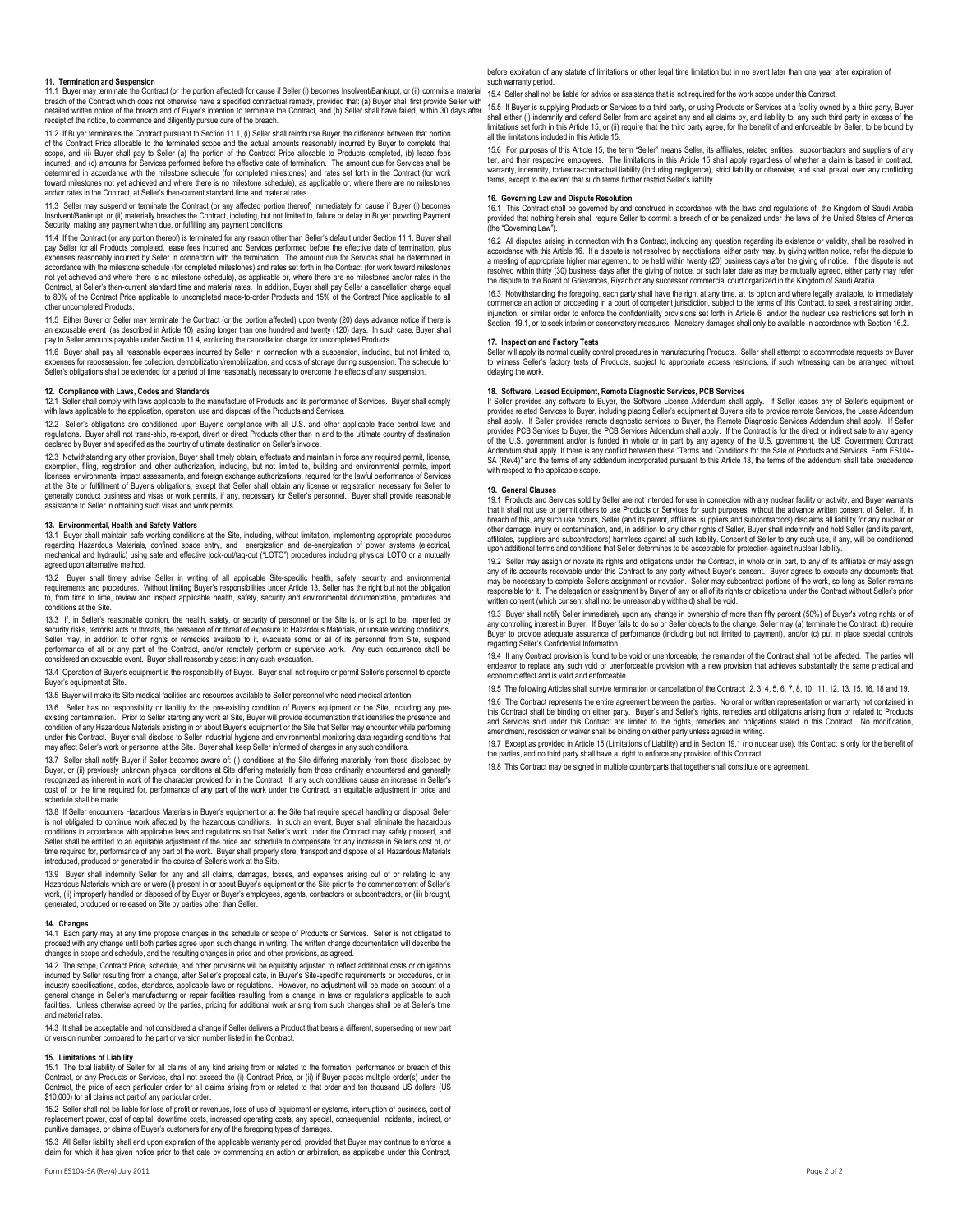## 11. Termination and Suspension

11.1 Buyer may terminate the Contract (or the portion affected) for cause if Seller (i) becomes Insolvent/Bankrupt, or (ii) commits a material breach of the Contract which does not otherwise have a specified contractual remedy, provided that: (a) Buyer shall first provide Seller with detailed written notice of the breach and of Buyer's intention to terminate the Contract, and (b) Seller shall have failed, within 30 days after receipt of the notice, to commence and diligently pursue cure of the breach.

11.2 If Buyer terminates the Contract pursuant to Section 11.1, (i) Seller shall reimburse Buyer the difference between that portion of the Contract Price allocable to the terminated scope and the actual amounts reasonably incurred by Buyer to complete that scope, and (ii) Buyer shall pay to Seller (a) the portion of the Contract Price allocable to Products completed, (b) lease fees incurred, and (c) amounts for Services performed before the effective date of termination. The amount due for Services shall be determined in accordance with the milestone schedule (for completed milestones) and rates set forth in the Contract (for work toward milestones not yet achieved and where there is no milestone schedule), as applicable or, where there are no milestones and/or rates in the Contract, at Seller's then-current standard time and material rates.

11.3 Seller may suspend or terminate the Contract (or any affected portion thereof) immediately for cause if Buyer (i) becomes Insolvent/Bankrupt, or (ii) materially breaches the Contract, including, but not limited to, failure or delay in Buyer providing Payment Security, making any payment when due, or fulfilling any payment conditions.

11.4 If the Contract (or any portion thereof) is terminated for any reason other than Seller's default under Section 11.1, Buyer shall pay Seller for all Products completed, lease fees incurred and Services performed before the effective date of termination, plus expenses reasonably incurred by Seller in connection with the termination. The amount due for Services shall be determined in accordance with the milestone schedule (for completed milestones) and rates set forth in the Contract (for work toward milestones not yet achieved and where there is no milestone schedule), as applicable or, where there are no milestones and/or rates in the Contract, at Seller's then-current standard time and material rates. In addition, Buyer shall pay Seller a cancellation charge equal to 80% of the Contract Price applicable to uncompleted made-to-order Products and 15% of the Contract Price applicable to all other uncompleted Products.

11.5 Either Buyer or Seller may terminate the Contract (or the portion affected) upon twenty (20) days advance notice if there is an excusable event (as described in Article 10) lasting longer than one hundred and twenty (120) days. In such case, Buyer shall pay to Seller amounts payable under Section 11.4, excluding the cancellation charge for uncompleted Products.

11.6 Buyer shall pay all reasonable expenses incurred by Seller in connection with a suspension, including, but not limited to, expenses for repossession, fee collection, demobilization/remobilization, and costs of storage during suspension. The schedule for Seller's obligations shall be extended for a period of time reasonably necessary to overcome the effects of any suspension.

## 12. Compliance with Laws, Codes and Standards

12.1 Seller shall comply with laws applicable to the manufacture of Products and its performance of Services. Buyer shall comply with laws applicable to the application, operation, use and disposal of the Products and Services.

12.2 Seller's obligations are conditioned upon Buyer's compliance with all U.S. and other applicable trade control laws and regulations. Buyer shall not trans-ship, re-export, divert or direct Products other than in and to the ultimate country of destination declared by Buyer and specified as the country of ultimate destination on Seller's invoice.

12.3 Notwithstanding any other provision, Buyer shall timely obtain, effectuate and maintain in force any required permit, license, exemption, filing, registration and other authorization, including, but not limited to, building and environmental permits, import licenses, environmental impact assessments, and foreign exchange authorizations, required for the lawful performance of Services at the Site or fulfillment of Buyer's obligations, except that Seller shall obtain any license or registration necessary for Seller to generally conduct business and visas or work permits, if any, necessary for Seller's personnel. Buyer shall provide reasonable assistance to Seller in obtaining such visas and work permits.

## 13. Environmental, Health and Safety Matters

13.1 Buyer shall maintain safe working conditions at the Site, including, without limitation, implementing appropriate procedures regarding Hazardous Materials, confined space entry, and energization and de-energization of power systems (electrical, mechanical and hydraulic) using safe and effective lock-out/tag-out ("LOTO") procedures including physical LOTO or a mutually agreed upon alternative method.

13.2 Buyer shall timely advise Seller in writing of all applicable Site-specific health, safety, security and environmental requirements and procedures. Without limiting Buyer's responsibilities under Article 13, Seller has the right but not the obligation to, from time to time, review and inspect applicable health, safety, security and environmental documentation, procedures and conditions at the Site.

13.3 If, in Seller's reasonable opinion, the health, safety, or security of personnel or the Site is, or is apt to be, imperiled by security risks, terrorist acts or threats, the presence of or threat of exposure to Hazardous Materials, or unsafe working conditions, Seller may, in addition to other rights or remedies available to it, evacuate some or all of its personnel from Site, suspend performance of all or any part of the Contract, and/or remotely perform or supervise work. Any such occurrence shall be considered an excusable event. Buyer shall reasonably assist in any such evacuation.

13.4 Operation of Buyer's equipment is the responsibility of Buyer. Buyer shall not require or permit Seller's personnel to operate Buyer's equipment at Site.

13.5 Buyer will make its Site medical facilities and resources available to Seller personnel who need medical attention.

13.6. Seller has no responsibility or liability for the pre-existing condition of Buyer's equipment or the Site, including any pre-existing contamination.. Prior to Seller starting any work at Site, Buyer will provide documentation that identifies the presence and condition of any Hazardous Materials existing in or about Buyer's equipment or the Site that Seller may encounter while performing under this Contract. Buyer shall disclose to Seller industrial hygiene and environmental monitoring data regarding conditions that may affect Seller's work or personnel at the Site. Buyer shall keep Seller informed of changes in any such conditions.

13.7 Seller shall notify Buyer if Seller becomes aware of: (i) conditions at the Site differing materially from those disclosed by Buyer, or (ii) previously unknown physical conditions at Site differing materially from those ordinarily encountered and generally recognized as inherent in work of the character provided for in the Contract. If any such conditions cause an increase in Seller's cost of, or the time required for, performance of any part of the work under the Contract, an equitable adjustment in price and schedule shall be made.

13.8 If Seller encounters Hazardous Materials in Buyer's equipment or at the Site that require special handling or disposal, Seller is not obligated to continue work affected by the hazardous conditions. In such an event, Buyer shall eliminate the hazardous conditions in accordance with applicable laws and regulations so that Seller's work under the Contract may safely proceed, and Seller shall be entitled to an equitable adjustment of the price and schedule to compensate for any increase in Seller's cost of, or time required for, performance of any part of the work. Buyer shall properly store, transport and dispose of all Hazardous Materials introduced, produced or generated in the course of Seller's work at the Site.

13.9 Buyer shall indemnify Seller for any and all claims, damages, losses, and expenses arising out of or relating to any Hazardous Materials which are or were (i) present in or about Buyer's equipment or the Site prior to the commencement of Seller's work, (ii) improperly handled or disposed of by Buyer or Buyer's employees, agents, contractors or subcontractors, or (iii) brought, generated, produced or released on Site by parties other than Seller.

## 14. Changes

14.1 Each party may at any time propose changes in the schedule or scope of Products or Services. Seller is not obligated to proceed with any change until both parties agree upon such change in writing. The written change documentation will describe the changes in scope and schedule, and the resulting changes in price and other provisions, as agreed.

14.2 The scope, Contract Price, schedule, and other provisions will be equitably adjusted to reflect additional costs or obligations incurred by Seller resulting from a change, after Seller's proposal date, in Buyer's Site-specific requirements or procedures, or in industry specifications, codes, standards, applicable laws or regulations. However, no adjustment will be made on account of a general change in Seller's manufacturing or repair facilities resulting from a change in laws or regulations applicable to such facilities. Unless otherwise agreed by the parties, pricing for additional work arising from such changes shall be at Seller's time and material rates.

14.3 It shall be acceptable and not considered a change if Seller delivers a Product that bears a different, superseding or new part or version number compared to the part or version number listed in the Contract.

## 15. Limitations of Liability

15.1 The total liability of Seller for all claims of any kind arising from or related to the formation, performance or breach of this Contract, or any Products or Services, shall not exceed the (i) Contract Price, or (ii) if Buyer places multiple order(s) under the Contract, the price of each particular order for all claims arising from or related to that order and ten thousand US dollars (US $10,000) for all claims not part of any particular order.

15.2 Seller shall not be liable for loss of profit or revenues, loss of use of equipment or systems, interruption of business, cost of replacement power, cost of capital, downtime costs, increased operating costs, any special, consequential, incidental, indirect, or punitive damages, or claims of Buyer's customers for any of the foregoing types of damages.

15.3 All Seller liability shall end upon expiration of the applicable warranty period, provided that Buyer may continue to enforce a claim for which it has given notice prior to that date by commencing an action or arbitration, as applicable under this Contract, before expiration of any statute of limitations or other legal time limitation but in no event later than one year after expiration of such warranty period.

15.4 Seller shall not be liable for advice or assistance that is not required for the work scope under this Contract.

15.5 If Buyer is supplying Products or Services to a third party, or using Products or Services at a facility owned by a third party, Buyer shall either (i) indemnify and defend Seller from and against any and all claims by, and liability to, any such third party in excess of the limitations set forth in this Article 15, or (ii) require that the third party agree, for the benefit of and enforceable by Seller, to be bound by all the limitations included in this Article 15.

15.6 For purposes of this Article 15, the term "Seller" means Seller, its affiliates, related entities, subcontractors and suppliers of any tier, and their respective employees. The limitations in this Article 15 shall apply regardless of whether a claim is based in contract, warranty, indemnity, tort/extra-contractual liability (including negligence), strict liability or otherwise, and shall prevail over any conflicting terms, except to the extent that such terms further restrict Seller's liability.

## 16. Governing Law and Dispute Resolution

16.1 This Contract shall be governed by and construed in accordance with the laws and regulations of the Kingdom of Saudi Arabia provided that nothing herein shall require Seller to commit a breach of or be penalized under the laws of the United States of America (the "Governing Law").

16.2 All disputes arising in connection with this Contract, including any question regarding its existence or validity, shall be resolved in accordance with this Article 16. If a dispute is not resolved by negotiations, either party may, by giving written notice, refer the dispute to a meeting of appropriate higher management, to be held within twenty (20) business days after the giving of notice. If the dispute is not resolved within thirty (30) business days after the giving of notice, or such later date as may be mutually agreed, either party may refer the dispute to the Board of Grievances, Riyadh or any successor commercial court organized in the Kingdom of Saudi Arabia.

16.3 Notwithstanding the foregoing, each party shall have the right at any time, at its option and where legally available, to immediately commence an action or proceeding in a court of competent jurisdiction, subject to the terms of this Contract, to seek a restraining order, injunction, or similar order to enforce the confidentiality provisions set forth in Article 6 and/or the nuclear use restrictions set forth in Section 19.1, or to seek interim or conservatory measures. Monetary damages shall only be available in accordance with Section 16.2.

## 17. Inspection and Factory Tests

Seller will apply its normal quality control procedures in manufacturing Products. Seller shall attempt to accommodate requests by Buyer to witness Seller's factory tests of Products, subject to appropriate access restrictions, if such witnessing can be arranged without delaying the work.

## 18. Software, Leased Equipment, Remote Diagnostic Services, PCB Services

If Seller provides any software to Buyer, the Software License Addendum shall apply. If Seller leases any of Seller's equipment or provides related Services to Buyer, including placing Seller's equipment at Buyer's site to provide remote Services, the Lease Addendum shall apply. If Seller provides remote diagnostic services to Buyer, the Remote Diagnostic Services Addendum shall apply. If Seller provides PCB Services to Buyer, the PCB Services Addendum shall apply. If the Contract is for the direct or indirect sale to any agency of the U.S. government and/or is funded in whole or in part by any agency of the U.S. government, the US Government Contract Addendum shall apply. If there is any conflict between these "Terms and Conditions for the Sale of Products and Services, Form ES104-SA (Rev4)" and the terms of any addendum incorporated pursuant to this Article 18, the terms of the addendum shall take precedence with respect to the applicable scope.

## 19. General Clauses

19.1 Products and Services sold by Seller are not intended for use in connection with any nuclear facility or activity, and Buyer warrants that it shall not use or permit others to use Products or Services for such purposes, without the advance written consent of Seller. If, in breach of this, any such use occurs, Seller (and its parent, affiliates, suppliers and subcontractors) disclaims all liability for any nuclear or other damage, injury or contamination, and, in addition to any other rights of Seller, Buyer shall indemnify and hold Seller (and its parent, affiliates, suppliers and subcontractors) harmless against all such liability. Consent of Seller to any such use, if any, will be conditioned upon additional terms and conditions that Seller determines to be acceptable for protection against nuclear liability.

19.2 Seller may assign or novate its rights and obligations under the Contract, in whole or in part, to any of its affiliates or may assign any of its accounts receivable under this Contract to any party without Buyer's consent. Buyer agrees to execute any documents that may be necessary to complete Seller's assignment or novation. Seller may subcontract portions of the work, so long as Seller remains responsible for it. The delegation or assignment by Buyer of any or all of its rights or obligations under the Contract without Seller's prior written consent (which consent shall not be unreasonably withheld) shall be void.

19.3 Buyer shall notify Seller immediately upon any change in ownership of more than fifty percent (50%) of Buyer's voting rights or of any controlling interest in Buyer. If Buyer fails to do so or Seller objects to the change, Seller may (a) terminate the Contract, (b) require Buyer to provide adequate assurance of performance (including but not limited to payment), and/or (c) put in place special controls regarding Seller's Confidential Information.

19.4 If any Contract provision is found to be void or unenforceable, the remainder of the Contract shall not be affected. The parties will endeavor to replace any such void or unenforceable provision with a new provision that achieves substantially the same practical and economic effect and is valid and enforceable.

19.5 The following Articles shall survive termination or cancellation of the Contract: 2, 3, 4, 5, 6, 7, 8, 10, 11, 12, 13, 15, 16, 18 and 19.

19.6 The Contract represents the entire agreement between the parties. No oral or written representation or warranty not contained in this Contract shall be binding on either party. Buyer's and Seller's rights, remedies and obligations arising from or related to Products and Services sold under this Contract are limited to the rights, remedies and obligations stated in this Contract. No modification, amendment, rescission or waiver shall be binding on either party unless agreed in writing.

19.7 Except as provided in Article 15 (Limitations of Liability) and in Section 19.1 (no nuclear use), this Contract is only for the benefit of the parties, and no third party shall have a right to enforce any provision of this Contract.

19.8 This Contract may be signed in multiple counterparts that together shall constitute one agreement.

Form ES104-SA (Rev4) July 2011